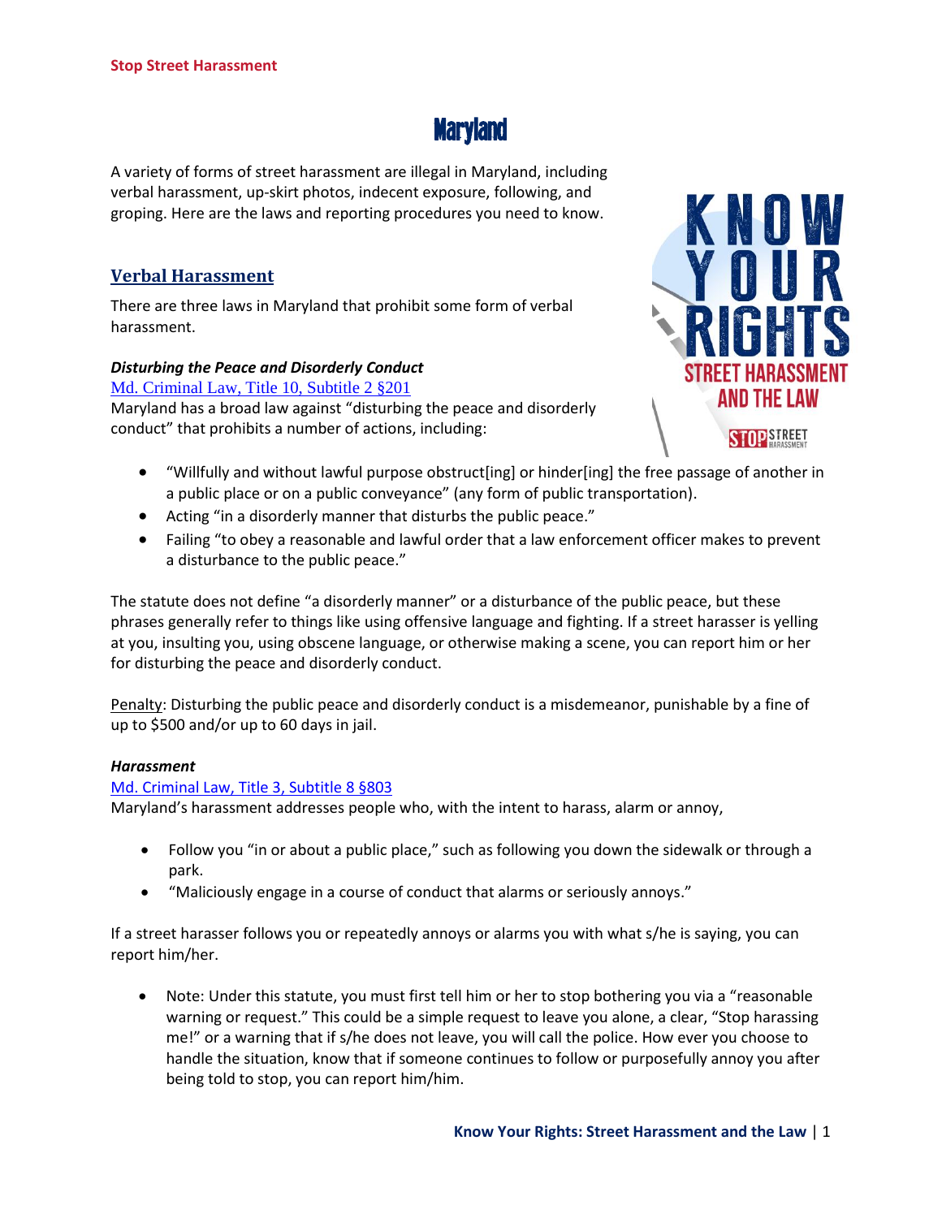# Maryland

A variety of forms of street harassment are illegal in Maryland, including verbal harassment, up-skirt photos, indecent exposure, following, and groping. Here are the laws and reporting procedures you need to know.

## Verbal Harassment

There are three laws in Maryland that prohibit some form of verbal harassment.

### *Disturbing the Peace and Disorderly Conduct*

Md. Criminal Law, Title 10, Subtitle 2 §201

Maryland has a broad law against "disturbing the peace and disorderly conduct" that prohibits a number of actions, including:

- "Willfully and without lawful purpose obstruct[ing] or hinder[ing] the free passage of another in a public place or on a public conveyance" (any form of public transportation).
- Acting "in a disorderly manner that disturbs the public peace."
- Failing "to obey a reasonable and lawful order that a law enforcement officer makes to prevent a disturbance to the public peace."

The statute does not define "a disorderly manner" or a disturbance of the public peace, but these phrases generally refer to things like using offensive language and fighting. If a street harasser is yelling at you, insulting you, using obscene language, or otherwise making a scene, you can report him or her for disturbing the peace and disorderly conduct.

Penalty: Disturbing the public peace and disorderly conduct is a misdemeanor, punishable by a fine of up to $500 and/or up to 60 days in jail.

### *Harassment*

Md. Criminal Law, Title 3, Subtitle 8 §803

Maryland's harassment addresses people who, with the intent to harass, alarm or annoy,

- Follow you "in or about a public place," such as following you down the sidewalk or through a park.
- "Maliciously engage in a course of conduct that alarms or seriously annoys."

If a street harasser follows you or repeatedly annoys or alarms you with what s/he is saying, you can report him/her.

- Note: Under this statute, you must first tell him or her to stop bothering you via a "reasonable warning or request." This could be a simple request to leave you alone, a clear, "Stop harassing me!" or a warning that if s/he does not leave, you will call the police. How ever you choose to handle the situation, know that if someone continues to follow or purposefully annoy you after being told to stop, you can report him/him.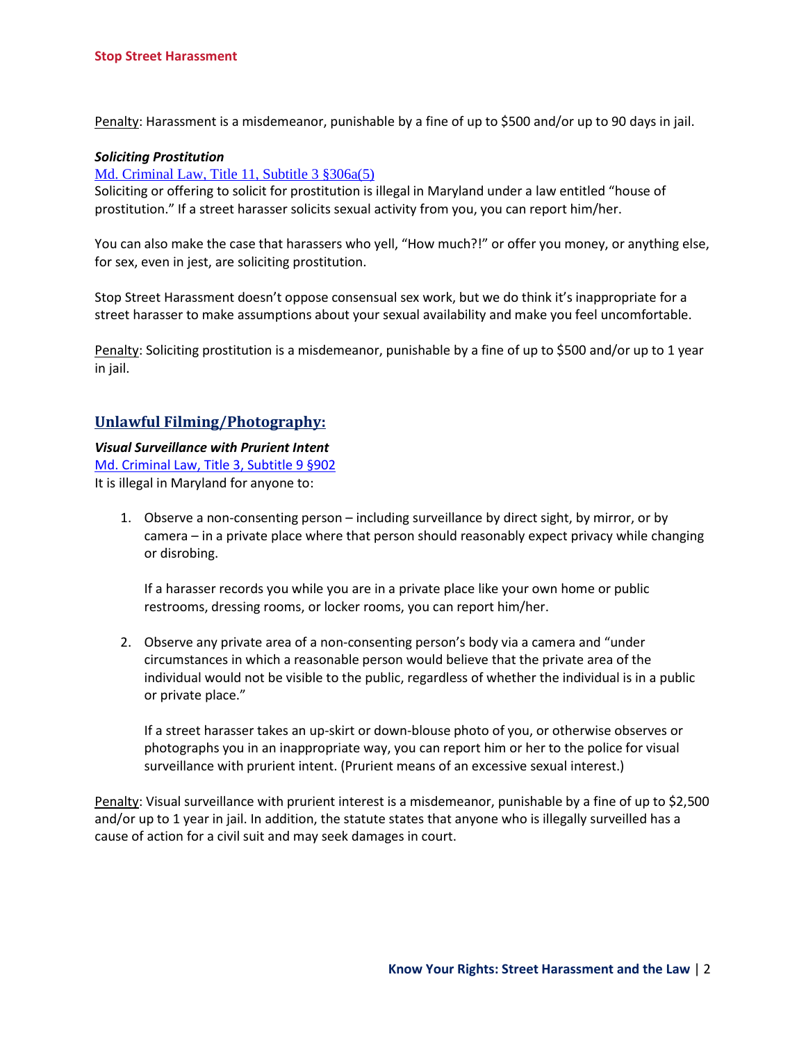Penalty: Harassment is a misdemeanor, punishable by a fine of up to $500 and/or up to 90 days in jail.

***Soliciting Prostitution***

Md. Criminal Law, Title 11, Subtitle 3 §306a(5)

Soliciting or offering to solicit for prostitution is illegal in Maryland under a law entitled "house of prostitution." If a street harasser solicits sexual activity from you, you can report him/her.

You can also make the case that harassers who yell, "How much?!" or offer you money, or anything else, for sex, even in jest, are soliciting prostitution.

Stop Street Harassment doesn't oppose consensual sex work, but we do think it's inappropriate for a street harasser to make assumptions about your sexual availability and make you feel uncomfortable.

Penalty: Soliciting prostitution is a misdemeanor, punishable by a fine of up to $500 and/or up to 1 year in jail.

## Unlawful Filming/Photography:

***Visual Surveillance with Prurient Intent***

Md. Criminal Law, Title 3, Subtitle 9 §902

It is illegal in Maryland for anyone to:

1. Observe a non-consenting person – including surveillance by direct sight, by mirror, or by camera – in a private place where that person should reasonably expect privacy while changing or disrobing.

   If a harasser records you while you are in a private place like your own home or public restrooms, dressing rooms, or locker rooms, you can report him/her.

2. Observe any private area of a non-consenting person's body via a camera and "under circumstances in which a reasonable person would believe that the private area of the individual would not be visible to the public, regardless of whether the individual is in a public or private place."

   If a street harasser takes an up-skirt or down-blouse photo of you, or otherwise observes or photographs you in an inappropriate way, you can report him or her to the police for visual surveillance with prurient intent. (Prurient means of an excessive sexual interest.)

Penalty: Visual surveillance with prurient interest is a misdemeanor, punishable by a fine of up to $2,500 and/or up to 1 year in jail. In addition, the statute states that anyone who is illegally surveilled has a cause of action for a civil suit and may seek damages in court.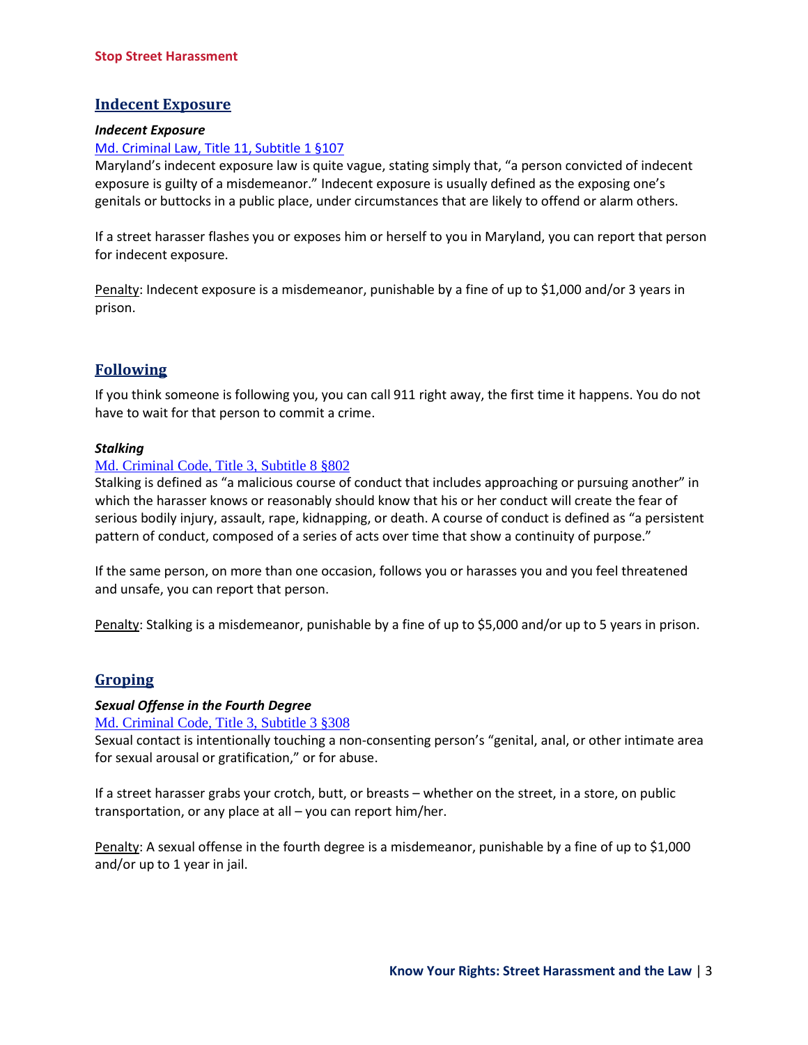## Indecent Exposure

***Indecent Exposure***

[Md. Criminal Law, Title 11, Subtitle 1 §107]

Maryland's indecent exposure law is quite vague, stating simply that, "a person convicted of indecent exposure is guilty of a misdemeanor." Indecent exposure is usually defined as the exposing one's genitals or buttocks in a public place, under circumstances that are likely to offend or alarm others.

If a street harasser flashes you or exposes him or herself to you in Maryland, you can report that person for indecent exposure.

Penalty: Indecent exposure is a misdemeanor, punishable by a fine of up to $1,000 and/or 3 years in prison.

## Following

If you think someone is following you, you can call 911 right away, the first time it happens. You do not have to wait for that person to commit a crime.

***Stalking***

[Md. Criminal Code, Title 3, Subtitle 8 §802]

Stalking is defined as "a malicious course of conduct that includes approaching or pursuing another" in which the harasser knows or reasonably should know that his or her conduct will create the fear of serious bodily injury, assault, rape, kidnapping, or death. A course of conduct is defined as "a persistent pattern of conduct, composed of a series of acts over time that show a continuity of purpose."

If the same person, on more than one occasion, follows you or harasses you and you feel threatened and unsafe, you can report that person.

Penalty: Stalking is a misdemeanor, punishable by a fine of up to $5,000 and/or up to 5 years in prison.

## Groping

***Sexual Offense in the Fourth Degree***

[Md. Criminal Code, Title 3, Subtitle 3 §308]

Sexual contact is intentionally touching a non-consenting person's "genital, anal, or other intimate area for sexual arousal or gratification," or for abuse.

If a street harasser grabs your crotch, butt, or breasts – whether on the street, in a store, on public transportation, or any place at all – you can report him/her.

Penalty: A sexual offense in the fourth degree is a misdemeanor, punishable by a fine of up to $1,000 and/or up to 1 year in jail.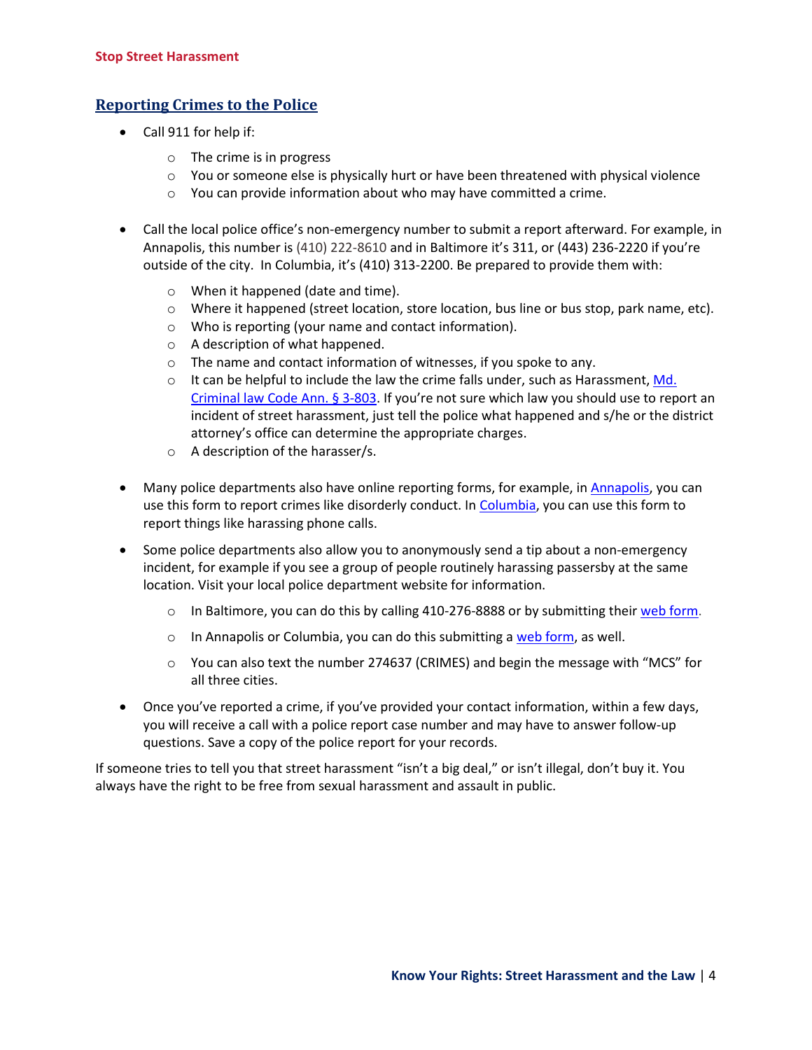## Reporting Crimes to the Police

- Call 911 for help if:
  - The crime is in progress
  - You or someone else is physically hurt or have been threatened with physical violence
  - You can provide information about who may have committed a crime.

- Call the local police office's non-emergency number to submit a report afterward. For example, in Annapolis, this number is (410) 222-8610 and in Baltimore it's 311, or (443) 236-2220 if you're outside of the city. In Columbia, it's (410) 313-2200. Be prepared to provide them with:
  - When it happened (date and time).
  - Where it happened (street location, store location, bus line or bus stop, park name, etc).
  - Who is reporting (your name and contact information).
  - A description of what happened.
  - The name and contact information of witnesses, if you spoke to any.
  - It can be helpful to include the law the crime falls under, such as Harassment, Md. Criminal law Code Ann. § 3-803. If you're not sure which law you should use to report an incident of street harassment, just tell the police what happened and s/he or the district attorney's office can determine the appropriate charges.
  - A description of the harasser/s.

- Many police departments also have online reporting forms, for example, in Annapolis, you can use this form to report crimes like disorderly conduct. In Columbia, you can use this form to report things like harassing phone calls.

- Some police departments also allow you to anonymously send a tip about a non-emergency incident, for example if you see a group of people routinely harassing passersby at the same location. Visit your local police department website for information.
  - In Baltimore, you can do this by calling 410-276-8888 or by submitting their web form.
  - In Annapolis or Columbia, you can do this submitting a web form, as well.
  - You can also text the number 274637 (CRIMES) and begin the message with "MCS" for all three cities.

- Once you've reported a crime, if you've provided your contact information, within a few days, you will receive a call with a police report case number and may have to answer follow-up questions. Save a copy of the police report for your records.

If someone tries to tell you that street harassment "isn't a big deal," or isn't illegal, don't buy it. You always have the right to be free from sexual harassment and assault in public.